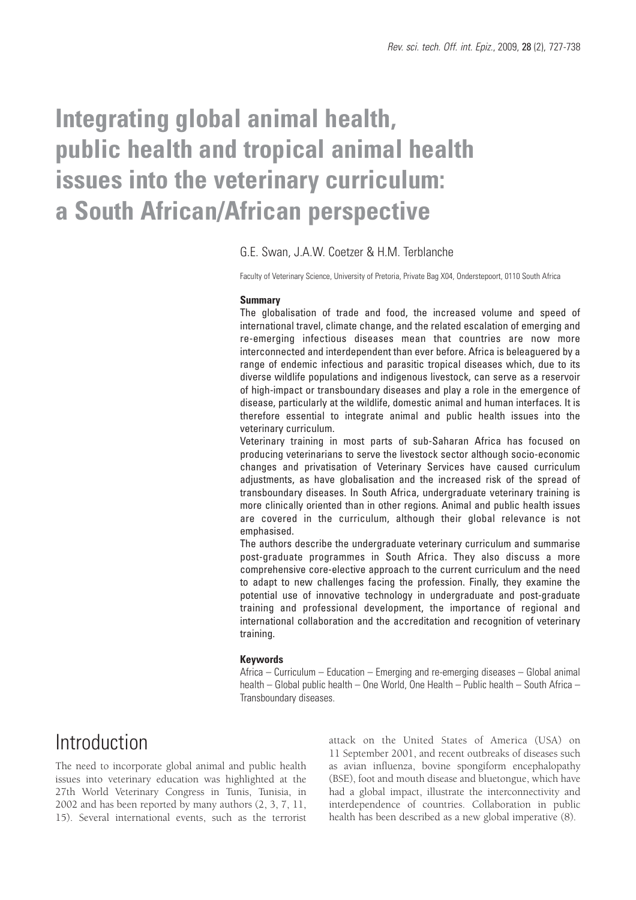# Integrating global animal health, public health and tropical animal health issues into the veterinary curriculum: a South African/African perspective

G.E. Swan, J.A.W. Coetzer & H.M. Terblanche

Faculty of Veterinary Science, University of Pretoria, Private Bag X04, Onderstepoort, 0110 South Africa

#### Summary

The globalisation of trade and food, the increased volume and speed of international travel, climate change, and the related escalation of emerging and re-emerging infectious diseases mean that countries are now more interconnected and interdependent than ever before. Africa is beleaguered by a range of endemic infectious and parasitic tropical diseases which, due to its diverse wildlife populations and indigenous livestock, can serve as a reservoir of high-impact or transboundary diseases and play a role in the emergence of disease, particularly at the wildlife, domestic animal and human interfaces. It is therefore essential to integrate animal and public health issues into the veterinary curriculum.

Veterinary training in most parts of sub-Saharan Africa has focused on producing veterinarians to serve the livestock sector although socio-economic changes and privatisation of Veterinary Services have caused curriculum adjustments, as have globalisation and the increased risk of the spread of transboundary diseases. In South Africa, undergraduate veterinary training is more clinically oriented than in other regions. Animal and public health issues are covered in the curriculum, although their global relevance is not emphasised.

The authors describe the undergraduate veterinary curriculum and summarise post-graduate programmes in South Africa. They also discuss a more comprehensive core-elective approach to the current curriculum and the need to adapt to new challenges facing the profession. Finally, they examine the potential use of innovative technology in undergraduate and post-graduate training and professional development, the importance of regional and international collaboration and the accreditation and recognition of veterinary training.

#### Keywords

Africa – Curriculum – Education – Emerging and re-emerging diseases – Global animal health – Global public health – One World, One Health – Public health – South Africa – Transboundary diseases.

## Introduction

The need to incorporate global animal and public health issues into veterinary education was highlighted at the 27th World Veterinary Congress in Tunis, Tunisia, in 2002 and has been reported by many authors (2, 3, 7, 11, 15). Several international events, such as the terrorist attack on the United States of America (USA) on 11 September 2001, and recent outbreaks of diseases such as avian influenza, bovine spongiform encephalopathy (BSE), foot and mouth disease and bluetongue, which have had a global impact, illustrate the interconnectivity and interdependence of countries. Collaboration in public health has been described as a new global imperative (8).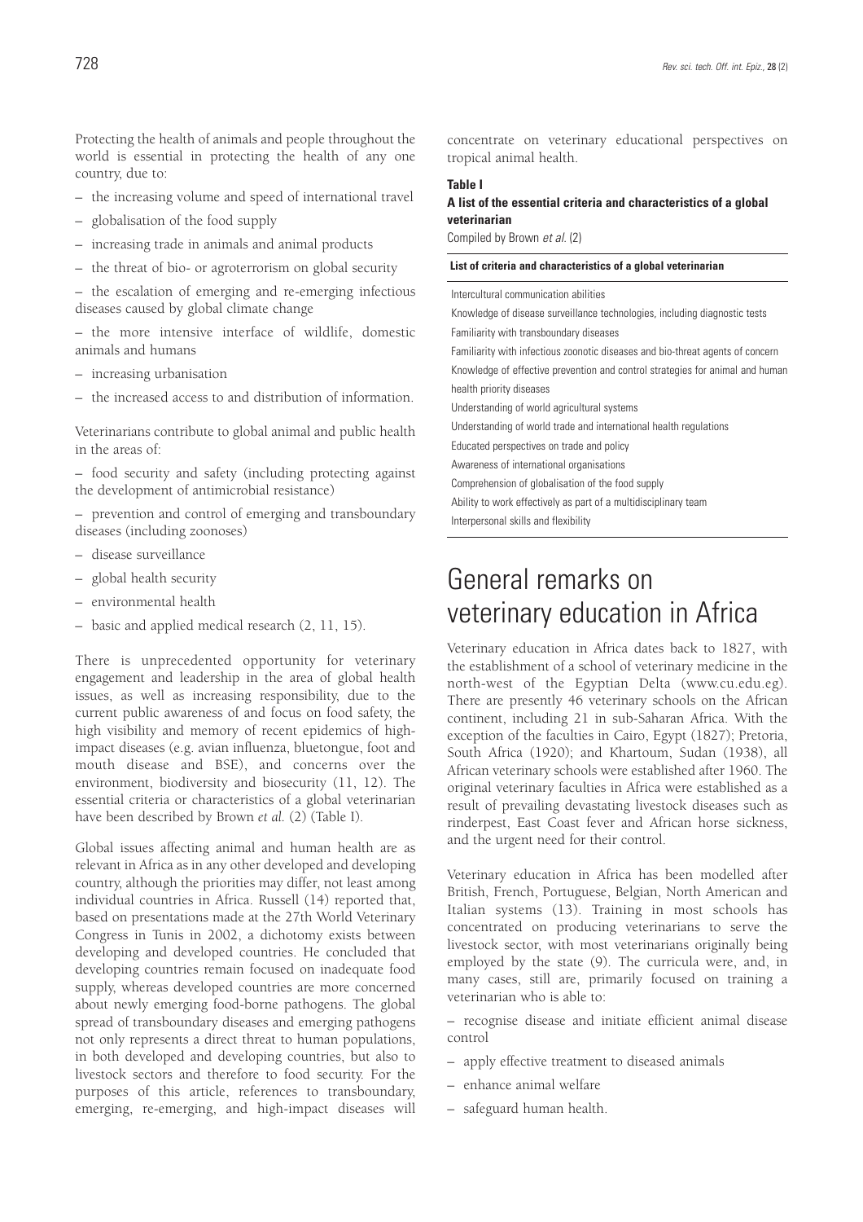Protecting the health of animals and people throughout the world is essential in protecting the health of any one country, due to:

– the increasing volume and speed of international travel

– globalisation of the food supply

– increasing trade in animals and animal products

– the threat of bio- or agroterrorism on global security

– the escalation of emerging and re-emerging infectious diseases caused by global climate change

– the more intensive interface of wildlife, domestic animals and humans

– increasing urbanisation

– the increased access to and distribution of information.

Veterinarians contribute to global animal and public health in the areas of:

– food security and safety (including protecting against the development of antimicrobial resistance)

– prevention and control of emerging and transboundary diseases (including zoonoses)

– disease surveillance

– global health security

– environmental health

– basic and applied medical research (2, 11, 15).

There is unprecedented opportunity for veterinary engagement and leadership in the area of global health issues, as well as increasing responsibility, due to the current public awareness of and focus on food safety, the high visibility and memory of recent epidemics of high-impact diseases (e.g. avian influenza, bluetongue, foot and mouth disease and BSE), and concerns over the environment, biodiversity and biosecurity (11, 12). The essential criteria or characteristics of a global veterinarian have been described by Brown *et al.* (2) (Table I).

Global issues affecting animal and human health are as relevant in Africa as in any other developed and developing country, although the priorities may differ, not least among individual countries in Africa. Russell (14) reported that, based on presentations made at the 27th World Veterinary Congress in Tunis in 2002, a dichotomy exists between developing and developed countries. He concluded that developing countries remain focused on inadequate food supply, whereas developed countries are more concerned about newly emerging food-borne pathogens. The global spread of transboundary diseases and emerging pathogens not only represents a direct threat to human populations, in both developed and developing countries, but also to livestock sectors and therefore to food security. For the purposes of this article, references to transboundary, emerging, re-emerging, and high-impact diseases will concentrate on veterinary educational perspectives on tropical animal health.

**Table I**
**A list of the essential criteria and characteristics of a global veterinarian**
Compiled by Brown *et al.* (2)

| List of criteria and characteristics of a global veterinarian |
|---|
| Intercultural communication abilities |
| Knowledge of disease surveillance technologies, including diagnostic tests |
| Familiarity with transboundary diseases |
| Familiarity with infectious zoonotic diseases and bio-threat agents of concern |
| Knowledge of effective prevention and control strategies for animal and human health priority diseases |
| Understanding of world agricultural systems |
| Understanding of world trade and international health regulations |
| Educated perspectives on trade and policy |
| Awareness of international organisations |
| Comprehension of globalisation of the food supply |
| Ability to work effectively as part of a multidisciplinary team |
| Interpersonal skills and flexibility |

# General remarks on veterinary education in Africa

Veterinary education in Africa dates back to 1827, with the establishment of a school of veterinary medicine in the north-west of the Egyptian Delta (www.cu.edu.eg). There are presently 46 veterinary schools on the African continent, including 21 in sub-Saharan Africa. With the exception of the faculties in Cairo, Egypt (1827); Pretoria, South Africa (1920); and Khartoum, Sudan (1938), all African veterinary schools were established after 1960. The original veterinary faculties in Africa were established as a result of prevailing devastating livestock diseases such as rinderpest, East Coast fever and African horse sickness, and the urgent need for their control.

Veterinary education in Africa has been modelled after British, French, Portuguese, Belgian, North American and Italian systems (13). Training in most schools has concentrated on producing veterinarians to serve the livestock sector, with most veterinarians originally being employed by the state (9). The curricula were, and, in many cases, still are, primarily focused on training a veterinarian who is able to:

– recognise disease and initiate efficient animal disease control

– apply effective treatment to diseased animals

– enhance animal welfare

– safeguard human health.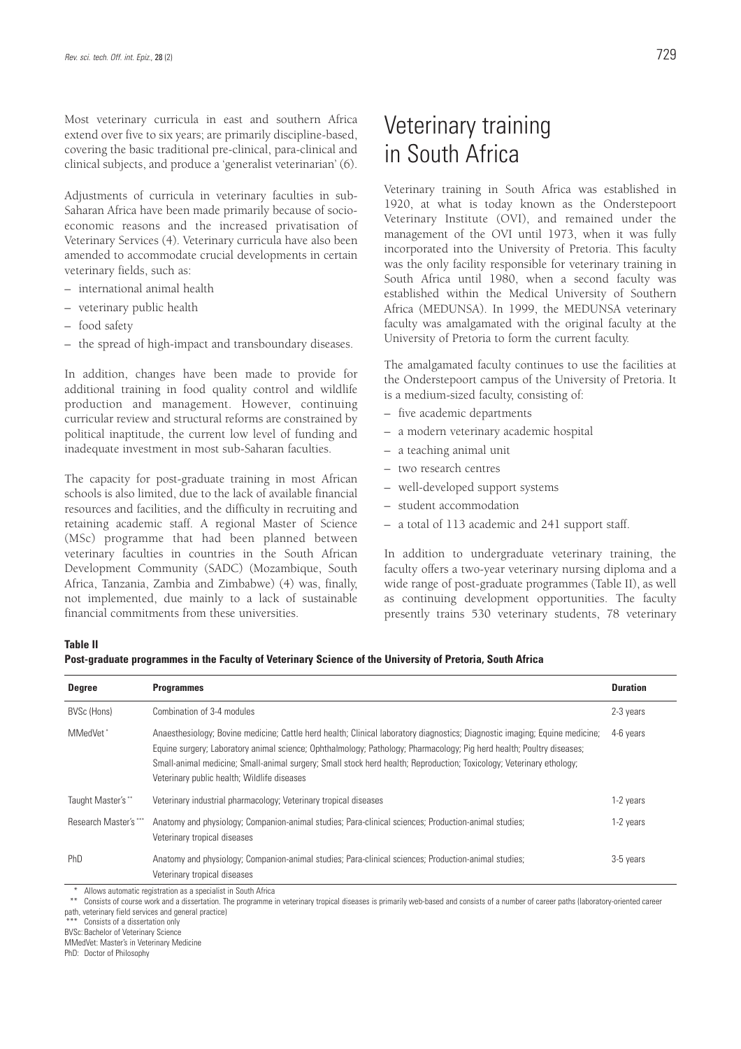Most veterinary curricula in east and southern Africa extend over five to six years; are primarily discipline-based, covering the basic traditional pre-clinical, para-clinical and clinical subjects, and produce a 'generalist veterinarian' (6).

Adjustments of curricula in veterinary faculties in sub-Saharan Africa have been made primarily because of socio-economic reasons and the increased privatisation of Veterinary Services (4). Veterinary curricula have also been amended to accommodate crucial developments in certain veterinary fields, such as:

– international animal health
– veterinary public health
– food safety
– the spread of high-impact and transboundary diseases.

In addition, changes have been made to provide for additional training in food quality control and wildlife production and management. However, continuing curricular review and structural reforms are constrained by political inaptitude, the current low level of funding and inadequate investment in most sub-Saharan faculties.

The capacity for post-graduate training in most African schools is also limited, due to the lack of available financial resources and facilities, and the difficulty in recruiting and retaining academic staff. A regional Master of Science (MSc) programme that had been planned between veterinary faculties in countries in the South African Development Community (SADC) (Mozambique, South Africa, Tanzania, Zambia and Zimbabwe) (4) was, finally, not implemented, due mainly to a lack of sustainable financial commitments from these universities.

# Veterinary training in South Africa

Veterinary training in South Africa was established in 1920, at what is today known as the Onderstepoort Veterinary Institute (OVI), and remained under the management of the OVI until 1973, when it was fully incorporated into the University of Pretoria. This faculty was the only facility responsible for veterinary training in South Africa until 1980, when a second faculty was established within the Medical University of Southern Africa (MEDUNSA). In 1999, the MEDUNSA veterinary faculty was amalgamated with the original faculty at the University of Pretoria to form the current faculty.

The amalgamated faculty continues to use the facilities at the Onderstepoort campus of the University of Pretoria. It is a medium-sized faculty, consisting of:

– five academic departments
– a modern veterinary academic hospital
– a teaching animal unit
– two research centres
– well-developed support systems
– student accommodation
– a total of 113 academic and 241 support staff.

In addition to undergraduate veterinary training, the faculty offers a two-year veterinary nursing diploma and a wide range of post-graduate programmes (Table II), as well as continuing development opportunities. The faculty presently trains 530 veterinary students, 78 veterinary

**Table II**
**Post-graduate programmes in the Faculty of Veterinary Science of the University of Pretoria, South Africa**

| Degree | Programmes | Duration |
|---|---|---|
| BVSc (Hons) | Combination of 3-4 modules | 2-3 years |
| MMedVet* | Anaesthesiology; Bovine medicine; Cattle herd health; Clinical laboratory diagnostics; Diagnostic imaging; Equine medicine; Equine surgery; Laboratory animal science; Ophthalmology; Pathology; Pharmacology; Pig herd health; Poultry diseases; Small-animal medicine; Small-animal surgery; Small stock herd health; Reproduction; Toxicology; Veterinary ethology; Veterinary public health; Wildlife diseases | 4-6 years |
| Taught Master's** | Veterinary industrial pharmacology; Veterinary tropical diseases | 1-2 years |
| Research Master's*** | Anatomy and physiology; Companion-animal studies; Para-clinical sciences; Production-animal studies; Veterinary tropical diseases | 1-2 years |
| PhD | Anatomy and physiology; Companion-animal studies; Para-clinical sciences; Production-animal studies; Veterinary tropical diseases | 3-5 years |

\* Allows automatic registration as a specialist in South Africa
\*\* Consists of course work and a dissertation. The programme in veterinary tropical diseases is primarily web-based and consists of a number of career paths (laboratory-oriented career path, veterinary field services and general practice)
\*\*\* Consists of a dissertation only
BVSc: Bachelor of Veterinary Science
MMedVet: Master's in Veterinary Medicine
PhD: Doctor of Philosophy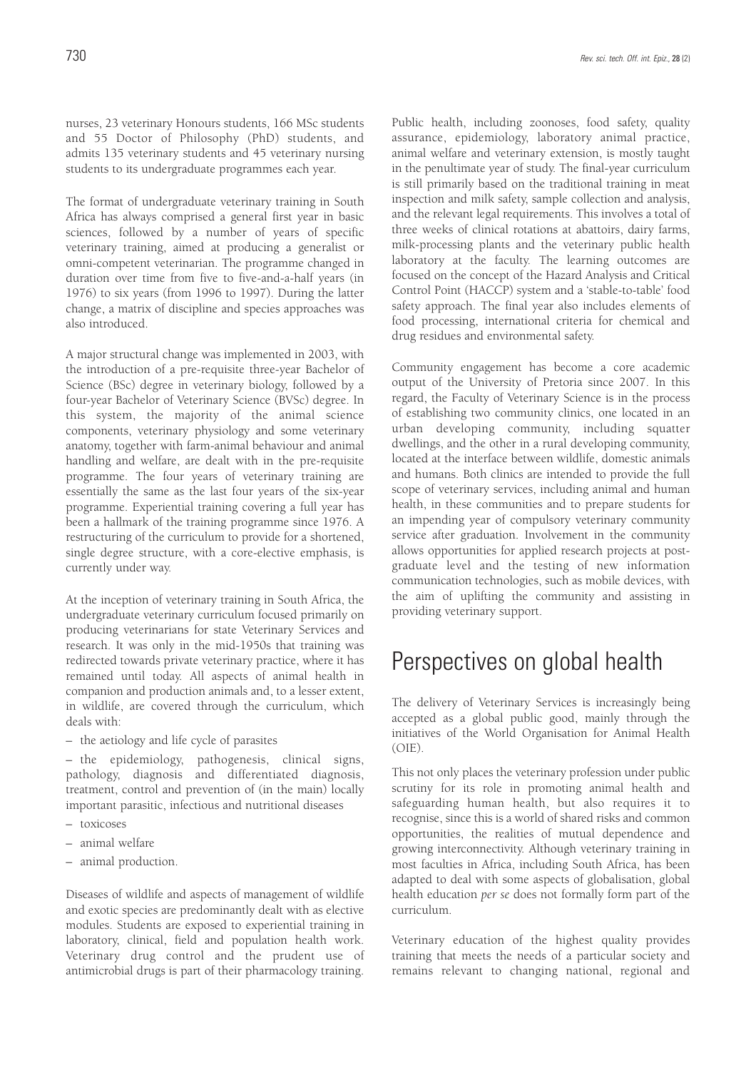nurses, 23 veterinary Honours students, 166 MSc students and 55 Doctor of Philosophy (PhD) students, and admits 135 veterinary students and 45 veterinary nursing students to its undergraduate programmes each year.

The format of undergraduate veterinary training in South Africa has always comprised a general first year in basic sciences, followed by a number of years of specific veterinary training, aimed at producing a generalist or omni-competent veterinarian. The programme changed in duration over time from five to five-and-a-half years (in 1976) to six years (from 1996 to 1997). During the latter change, a matrix of discipline and species approaches was also introduced.

A major structural change was implemented in 2003, with the introduction of a pre-requisite three-year Bachelor of Science (BSc) degree in veterinary biology, followed by a four-year Bachelor of Veterinary Science (BVSc) degree. In this system, the majority of the animal science components, veterinary physiology and some veterinary anatomy, together with farm-animal behaviour and animal handling and welfare, are dealt with in the pre-requisite programme. The four years of veterinary training are essentially the same as the last four years of the six-year programme. Experiential training covering a full year has been a hallmark of the training programme since 1976. A restructuring of the curriculum to provide for a shortened, single degree structure, with a core-elective emphasis, is currently under way.

At the inception of veterinary training in South Africa, the undergraduate veterinary curriculum focused primarily on producing veterinarians for state Veterinary Services and research. It was only in the mid-1950s that training was redirected towards private veterinary practice, where it has remained until today. All aspects of animal health in companion and production animals and, to a lesser extent, in wildlife, are covered through the curriculum, which deals with:

– the aetiology and life cycle of parasites

– the epidemiology, pathogenesis, clinical signs, pathology, diagnosis and differentiated diagnosis, treatment, control and prevention of (in the main) locally important parasitic, infectious and nutritional diseases

– toxicoses

– animal welfare

– animal production.

Diseases of wildlife and aspects of management of wildlife and exotic species are predominantly dealt with as elective modules. Students are exposed to experiential training in laboratory, clinical, field and population health work. Veterinary drug control and the prudent use of antimicrobial drugs is part of their pharmacology training.

Public health, including zoonoses, food safety, quality assurance, epidemiology, laboratory animal practice, animal welfare and veterinary extension, is mostly taught in the penultimate year of study. The final-year curriculum is still primarily based on the traditional training in meat inspection and milk safety, sample collection and analysis, and the relevant legal requirements. This involves a total of three weeks of clinical rotations at abattoirs, dairy farms, milk-processing plants and the veterinary public health laboratory at the faculty. The learning outcomes are focused on the concept of the Hazard Analysis and Critical Control Point (HACCP) system and a 'stable-to-table' food safety approach. The final year also includes elements of food processing, international criteria for chemical and drug residues and environmental safety.

Community engagement has become a core academic output of the University of Pretoria since 2007. In this regard, the Faculty of Veterinary Science is in the process of establishing two community clinics, one located in an urban developing community, including squatter dwellings, and the other in a rural developing community, located at the interface between wildlife, domestic animals and humans. Both clinics are intended to provide the full scope of veterinary services, including animal and human health, in these communities and to prepare students for an impending year of compulsory veterinary community service after graduation. Involvement in the community allows opportunities for applied research projects at post-graduate level and the testing of new information communication technologies, such as mobile devices, with the aim of uplifting the community and assisting in providing veterinary support.

## Perspectives on global health

The delivery of Veterinary Services is increasingly being accepted as a global public good, mainly through the initiatives of the World Organisation for Animal Health (OIE).

This not only places the veterinary profession under public scrutiny for its role in promoting animal health and safeguarding human health, but also requires it to recognise, since this is a world of shared risks and common opportunities, the realities of mutual dependence and growing interconnectivity. Although veterinary training in most faculties in Africa, including South Africa, has been adapted to deal with some aspects of globalisation, global health education *per se* does not formally form part of the curriculum.

Veterinary education of the highest quality provides training that meets the needs of a particular society and remains relevant to changing national, regional and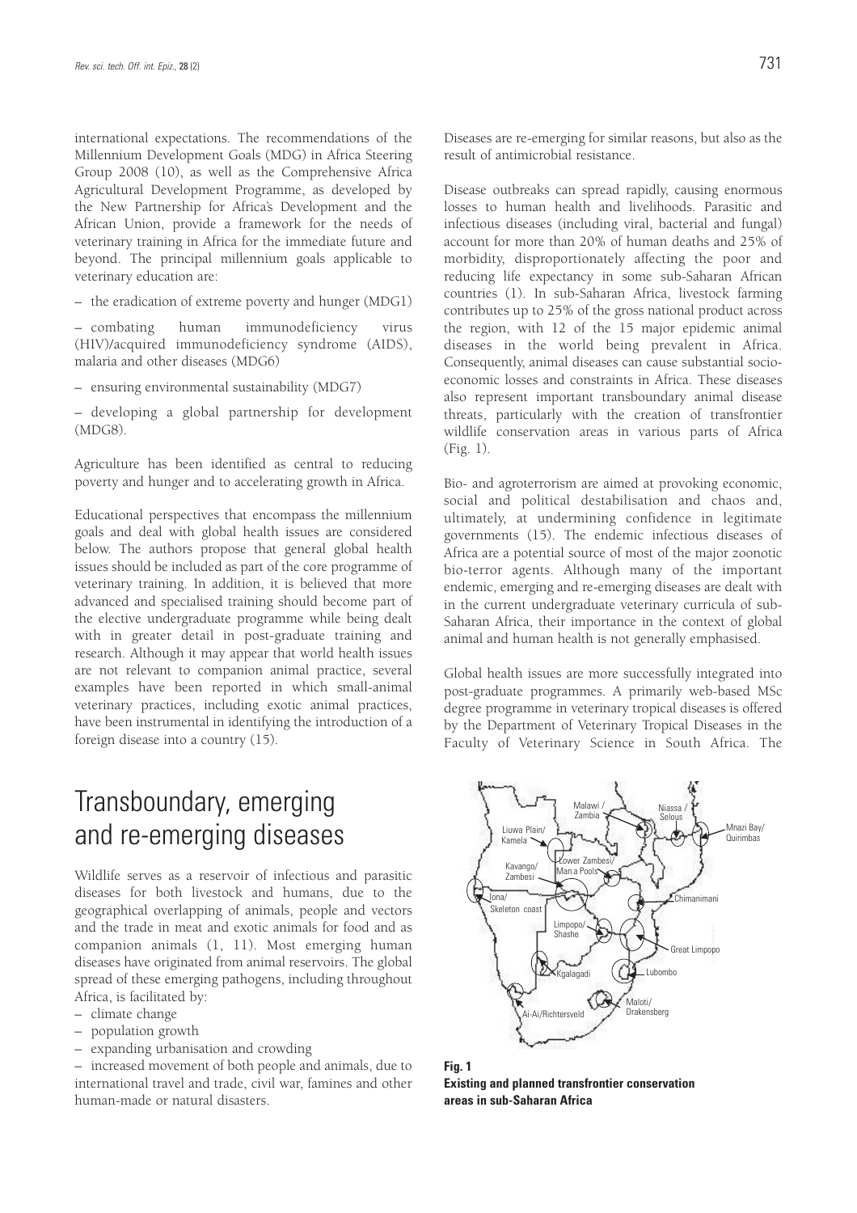international expectations. The recommendations of the Millennium Development Goals (MDG) in Africa Steering Group 2008 (10), as well as the Comprehensive Africa Agricultural Development Programme, as developed by the New Partnership for Africa's Development and the African Union, provide a framework for the needs of veterinary training in Africa for the immediate future and beyond. The principal millennium goals applicable to veterinary education are:

– the eradication of extreme poverty and hunger (MDG1)

– combating human immunodeficiency virus (HIV)/acquired immunodeficiency syndrome (AIDS), malaria and other diseases (MDG6)

– ensuring environmental sustainability (MDG7)

– developing a global partnership for development (MDG8).

Agriculture has been identified as central to reducing poverty and hunger and to accelerating growth in Africa.

Educational perspectives that encompass the millennium goals and deal with global health issues are considered below. The authors propose that general global health issues should be included as part of the core programme of veterinary training. In addition, it is believed that more advanced and specialised training should become part of the elective undergraduate programme while being dealt with in greater detail in post-graduate training and research. Although it may appear that world health issues are not relevant to companion animal practice, several examples have been reported in which small-animal veterinary practices, including exotic animal practices, have been instrumental in identifying the introduction of a foreign disease into a country (15).

# Transboundary, emerging and re-emerging diseases

Wildlife serves as a reservoir of infectious and parasitic diseases for both livestock and humans, due to the geographical overlapping of animals, people and vectors and the trade in meat and exotic animals for food and as companion animals (1, 11). Most emerging human diseases have originated from animal reservoirs. The global spread of these emerging pathogens, including throughout Africa, is facilitated by:

– climate change

– population growth

– expanding urbanisation and crowding

– increased movement of both people and animals, due to international travel and trade, civil war, famines and other human-made or natural disasters.

Diseases are re-emerging for similar reasons, but also as the result of antimicrobial resistance.

Disease outbreaks can spread rapidly, causing enormous losses to human health and livelihoods. Parasitic and infectious diseases (including viral, bacterial and fungal) account for more than 20% of human deaths and 25% of morbidity, disproportionately affecting the poor and reducing life expectancy in some sub-Saharan African countries (1). In sub-Saharan Africa, livestock farming contributes up to 25% of the gross national product across the region, with 12 of the 15 major epidemic animal diseases in the world being prevalent in Africa. Consequently, animal diseases can cause substantial socio-economic losses and constraints in Africa. These diseases also represent important transboundary animal disease threats, particularly with the creation of transfrontier wildlife conservation areas in various parts of Africa (Fig. 1).

Bio- and agroterrorism are aimed at provoking economic, social and political destabilisation and chaos and, ultimately, at undermining confidence in legitimate governments (15). The endemic infectious diseases of Africa are a potential source of most of the major zoonotic bio-terror agents. Although many of the important endemic, emerging and re-emerging diseases are dealt with in the current undergraduate veterinary curricula of sub-Saharan Africa, their importance in the context of global animal and human health is not generally emphasised.

Global health issues are more successfully integrated into post-graduate programmes. A primarily web-based MSc degree programme in veterinary tropical diseases is offered by the Department of Veterinary Tropical Diseases in the Faculty of Veterinary Science in South Africa. The

**Fig. 1**
**Existing and planned transfrontier conservation areas in sub-Saharan Africa**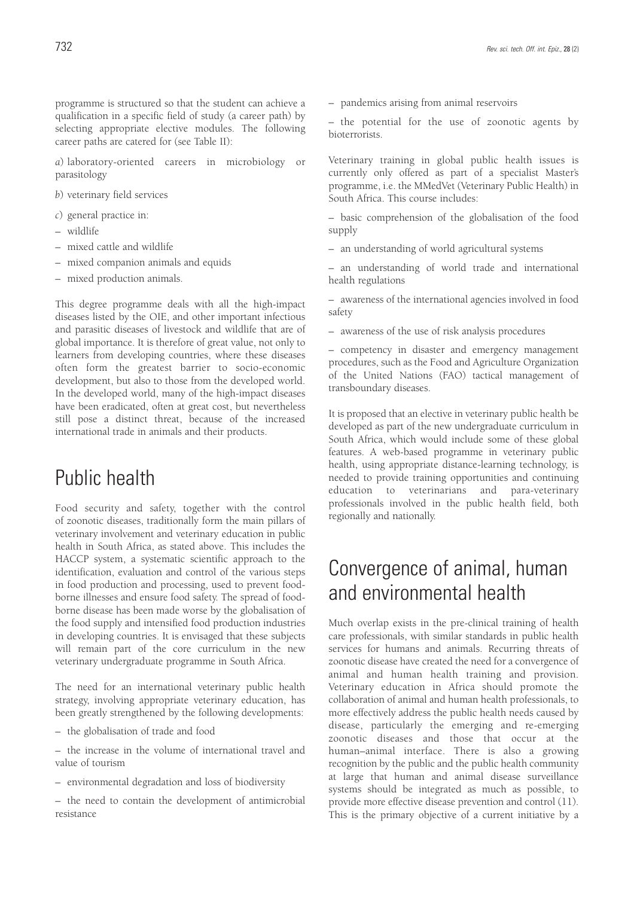programme is structured so that the student can achieve a qualification in a specific field of study (a career path) by selecting appropriate elective modules. The following career paths are catered for (see Table II):

*a*) laboratory-oriented careers in microbiology or parasitology

*b*) veterinary field services

*c*) general practice in:

– wildlife

– mixed cattle and wildlife

– mixed companion animals and equids

– mixed production animals.

This degree programme deals with all the high-impact diseases listed by the OIE, and other important infectious and parasitic diseases of livestock and wildlife that are of global importance. It is therefore of great value, not only to learners from developing countries, where these diseases often form the greatest barrier to socio-economic development, but also to those from the developed world. In the developed world, many of the high-impact diseases have been eradicated, often at great cost, but nevertheless still pose a distinct threat, because of the increased international trade in animals and their products.

# Public health

Food security and safety, together with the control of zoonotic diseases, traditionally form the main pillars of veterinary involvement and veterinary education in public health in South Africa, as stated above. This includes the HACCP system, a systematic scientific approach to the identification, evaluation and control of the various steps in food production and processing, used to prevent food-borne illnesses and ensure food safety. The spread of food-borne disease has been made worse by the globalisation of the food supply and intensified food production industries in developing countries. It is envisaged that these subjects will remain part of the core curriculum in the new veterinary undergraduate programme in South Africa.

The need for an international veterinary public health strategy, involving appropriate veterinary education, has been greatly strengthened by the following developments:

– the globalisation of trade and food

– the increase in the volume of international travel and value of tourism

– environmental degradation and loss of biodiversity

– the need to contain the development of antimicrobial resistance

– pandemics arising from animal reservoirs

– the potential for the use of zoonotic agents by bioterrorists.

Veterinary training in global public health issues is currently only offered as part of a specialist Master's programme, i.e. the MMedVet (Veterinary Public Health) in South Africa. This course includes:

– basic comprehension of the globalisation of the food supply

– an understanding of world agricultural systems

– an understanding of world trade and international health regulations

– awareness of the international agencies involved in food safety

– awareness of the use of risk analysis procedures

– competency in disaster and emergency management procedures, such as the Food and Agriculture Organization of the United Nations (FAO) tactical management of transboundary diseases.

It is proposed that an elective in veterinary public health be developed as part of the new undergraduate curriculum in South Africa, which would include some of these global features. A web-based programme in veterinary public health, using appropriate distance-learning technology, is needed to provide training opportunities and continuing education to veterinarians and para-veterinary professionals involved in the public health field, both regionally and nationally.

# Convergence of animal, human and environmental health

Much overlap exists in the pre-clinical training of health care professionals, with similar standards in public health services for humans and animals. Recurring threats of zoonotic disease have created the need for a convergence of animal and human health training and provision. Veterinary education in Africa should promote the collaboration of animal and human health professionals, to more effectively address the public health needs caused by disease, particularly the emerging and re-emerging zoonotic diseases and those that occur at the human–animal interface. There is also a growing recognition by the public and the public health community at large that human and animal disease surveillance systems should be integrated as much as possible, to provide more effective disease prevention and control (11). This is the primary objective of a current initiative by a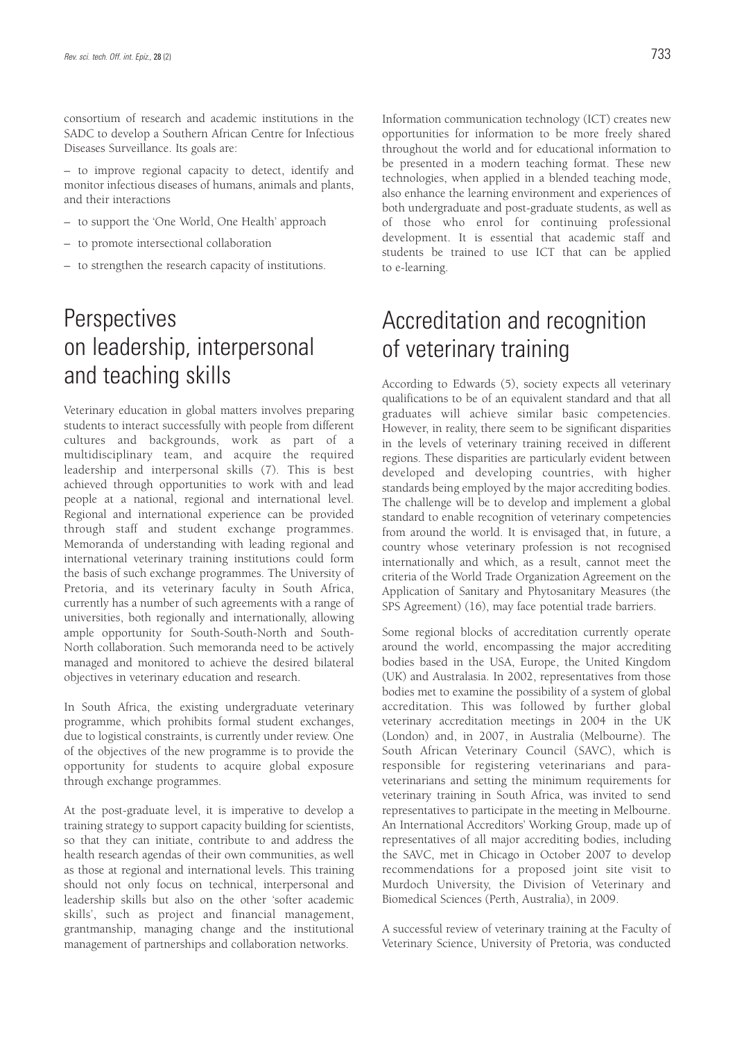consortium of research and academic institutions in the SADC to develop a Southern African Centre for Infectious Diseases Surveillance. Its goals are:

– to improve regional capacity to detect, identify and monitor infectious diseases of humans, animals and plants, and their interactions

– to support the 'One World, One Health' approach

– to promote intersectional collaboration

– to strengthen the research capacity of institutions.

## Perspectives on leadership, interpersonal and teaching skills

Veterinary education in global matters involves preparing students to interact successfully with people from different cultures and backgrounds, work as part of a multidisciplinary team, and acquire the required leadership and interpersonal skills (7). This is best achieved through opportunities to work with and lead people at a national, regional and international level. Regional and international experience can be provided through staff and student exchange programmes. Memoranda of understanding with leading regional and international veterinary training institutions could form the basis of such exchange programmes. The University of Pretoria, and its veterinary faculty in South Africa, currently has a number of such agreements with a range of universities, both regionally and internationally, allowing ample opportunity for South-South-North and South-North collaboration. Such memoranda need to be actively managed and monitored to achieve the desired bilateral objectives in veterinary education and research.

In South Africa, the existing undergraduate veterinary programme, which prohibits formal student exchanges, due to logistical constraints, is currently under review. One of the objectives of the new programme is to provide the opportunity for students to acquire global exposure through exchange programmes.

At the post-graduate level, it is imperative to develop a training strategy to support capacity building for scientists, so that they can initiate, contribute to and address the health research agendas of their own communities, as well as those at regional and international levels. This training should not only focus on technical, interpersonal and leadership skills but also on the other 'softer academic skills', such as project and financial management, grantmanship, managing change and the institutional management of partnerships and collaboration networks.

Information communication technology (ICT) creates new opportunities for information to be more freely shared throughout the world and for educational information to be presented in a modern teaching format. These new technologies, when applied in a blended teaching mode, also enhance the learning environment and experiences of both undergraduate and post-graduate students, as well as of those who enrol for continuing professional development. It is essential that academic staff and students be trained to use ICT that can be applied to e-learning.

## Accreditation and recognition of veterinary training

According to Edwards (5), society expects all veterinary qualifications to be of an equivalent standard and that all graduates will achieve similar basic competencies. However, in reality, there seem to be significant disparities in the levels of veterinary training received in different regions. These disparities are particularly evident between developed and developing countries, with higher standards being employed by the major accrediting bodies. The challenge will be to develop and implement a global standard to enable recognition of veterinary competencies from around the world. It is envisaged that, in future, a country whose veterinary profession is not recognised internationally and which, as a result, cannot meet the criteria of the World Trade Organization Agreement on the Application of Sanitary and Phytosanitary Measures (the SPS Agreement) (16), may face potential trade barriers.

Some regional blocks of accreditation currently operate around the world, encompassing the major accrediting bodies based in the USA, Europe, the United Kingdom (UK) and Australasia. In 2002, representatives from those bodies met to examine the possibility of a system of global accreditation. This was followed by further global veterinary accreditation meetings in 2004 in the UK (London) and, in 2007, in Australia (Melbourne). The South African Veterinary Council (SAVC), which is responsible for registering veterinarians and para-veterinarians and setting the minimum requirements for veterinary training in South Africa, was invited to send representatives to participate in the meeting in Melbourne. An International Accreditors' Working Group, made up of representatives of all major accrediting bodies, including the SAVC, met in Chicago in October 2007 to develop recommendations for a proposed joint site visit to Murdoch University, the Division of Veterinary and Biomedical Sciences (Perth, Australia), in 2009.

A successful review of veterinary training at the Faculty of Veterinary Science, University of Pretoria, was conducted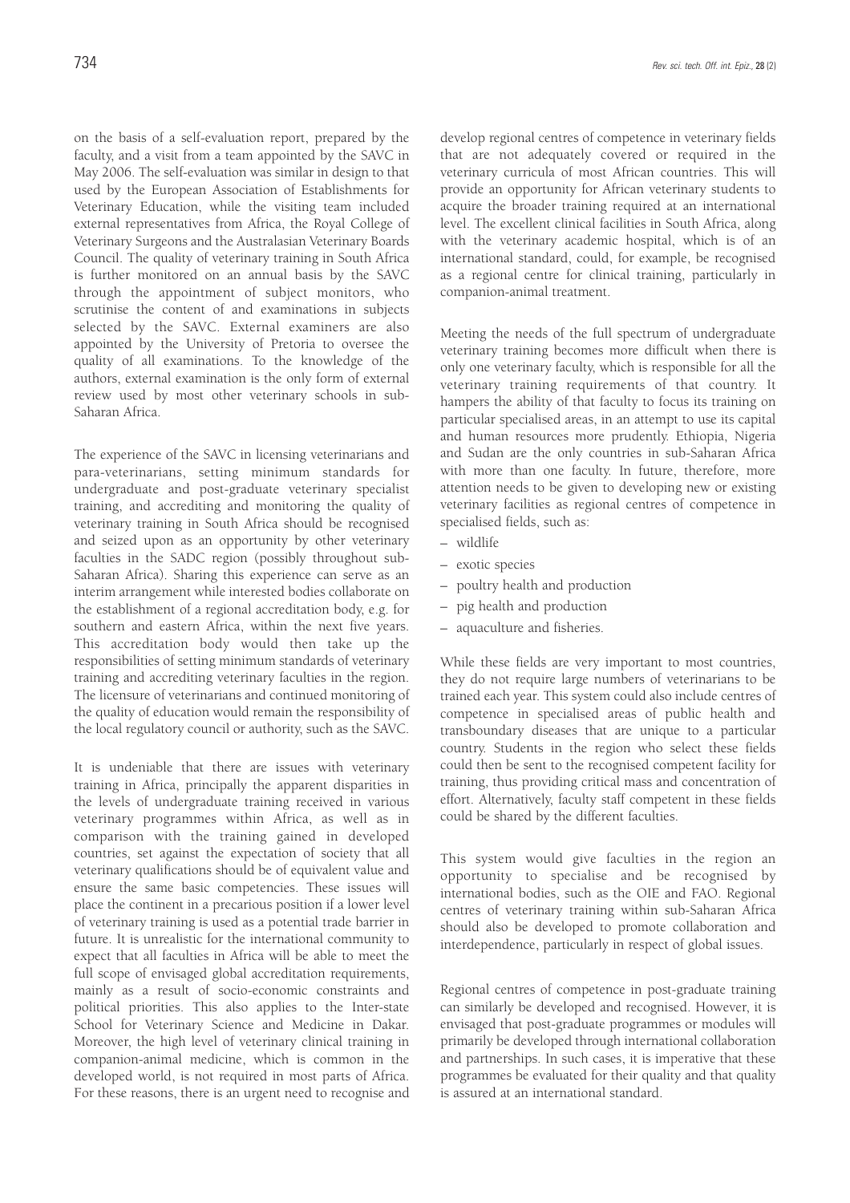on the basis of a self-evaluation report, prepared by the faculty, and a visit from a team appointed by the SAVC in May 2006. The self-evaluation was similar in design to that used by the European Association of Establishments for Veterinary Education, while the visiting team included external representatives from Africa, the Royal College of Veterinary Surgeons and the Australasian Veterinary Boards Council. The quality of veterinary training in South Africa is further monitored on an annual basis by the SAVC through the appointment of subject monitors, who scrutinise the content of and examinations in subjects selected by the SAVC. External examiners are also appointed by the University of Pretoria to oversee the quality of all examinations. To the knowledge of the authors, external examination is the only form of external review used by most other veterinary schools in sub-Saharan Africa.

The experience of the SAVC in licensing veterinarians and para-veterinarians, setting minimum standards for undergraduate and post-graduate veterinary specialist training, and accrediting and monitoring the quality of veterinary training in South Africa should be recognised and seized upon as an opportunity by other veterinary faculties in the SADC region (possibly throughout sub-Saharan Africa). Sharing this experience can serve as an interim arrangement while interested bodies collaborate on the establishment of a regional accreditation body, e.g. for southern and eastern Africa, within the next five years. This accreditation body would then take up the responsibilities of setting minimum standards of veterinary training and accrediting veterinary faculties in the region. The licensure of veterinarians and continued monitoring of the quality of education would remain the responsibility of the local regulatory council or authority, such as the SAVC.

It is undeniable that there are issues with veterinary training in Africa, principally the apparent disparities in the levels of undergraduate training received in various veterinary programmes within Africa, as well as in comparison with the training gained in developed countries, set against the expectation of society that all veterinary qualifications should be of equivalent value and ensure the same basic competencies. These issues will place the continent in a precarious position if a lower level of veterinary training is used as a potential trade barrier in future. It is unrealistic for the international community to expect that all faculties in Africa will be able to meet the full scope of envisaged global accreditation requirements, mainly as a result of socio-economic constraints and political priorities. This also applies to the Inter-state School for Veterinary Science and Medicine in Dakar. Moreover, the high level of veterinary clinical training in companion-animal medicine, which is common in the developed world, is not required in most parts of Africa. For these reasons, there is an urgent need to recognise and develop regional centres of competence in veterinary fields that are not adequately covered or required in the veterinary curricula of most African countries. This will provide an opportunity for African veterinary students to acquire the broader training required at an international level. The excellent clinical facilities in South Africa, along with the veterinary academic hospital, which is of an international standard, could, for example, be recognised as a regional centre for clinical training, particularly in companion-animal treatment.

Meeting the needs of the full spectrum of undergraduate veterinary training becomes more difficult when there is only one veterinary faculty, which is responsible for all the veterinary training requirements of that country. It hampers the ability of that faculty to focus its training on particular specialised areas, in an attempt to use its capital and human resources more prudently. Ethiopia, Nigeria and Sudan are the only countries in sub-Saharan Africa with more than one faculty. In future, therefore, more attention needs to be given to developing new or existing veterinary facilities as regional centres of competence in specialised fields, such as:

– wildlife
– exotic species
– poultry health and production
– pig health and production
– aquaculture and fisheries.

While these fields are very important to most countries, they do not require large numbers of veterinarians to be trained each year. This system could also include centres of competence in specialised areas of public health and transboundary diseases that are unique to a particular country. Students in the region who select these fields could then be sent to the recognised competent facility for training, thus providing critical mass and concentration of effort. Alternatively, faculty staff competent in these fields could be shared by the different faculties.

This system would give faculties in the region an opportunity to specialise and be recognised by international bodies, such as the OIE and FAO. Regional centres of veterinary training within sub-Saharan Africa should also be developed to promote collaboration and interdependence, particularly in respect of global issues.

Regional centres of competence in post-graduate training can similarly be developed and recognised. However, it is envisaged that post-graduate programmes or modules will primarily be developed through international collaboration and partnerships. In such cases, it is imperative that these programmes be evaluated for their quality and that quality is assured at an international standard.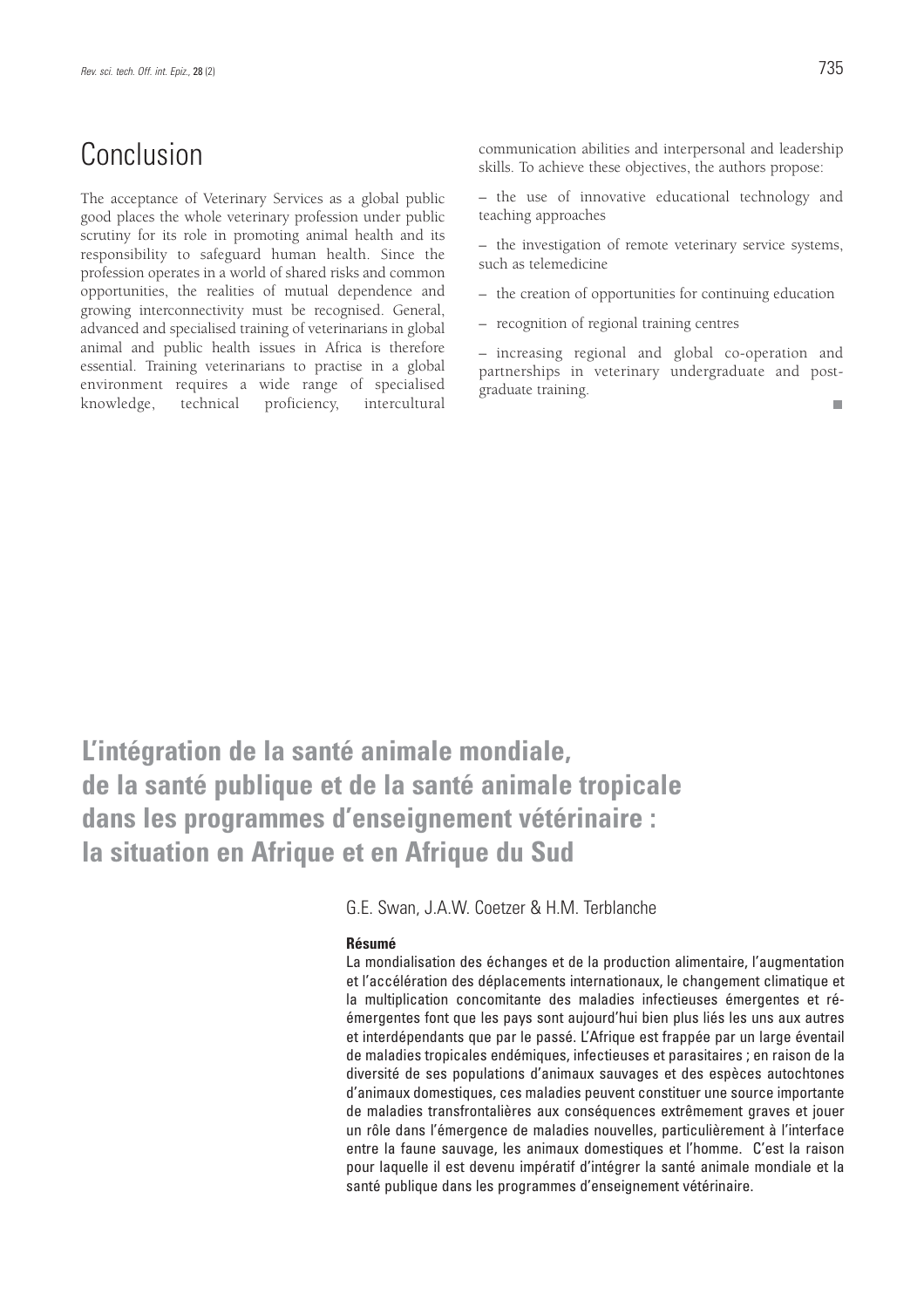## Conclusion

The acceptance of Veterinary Services as a global public good places the whole veterinary profession under public scrutiny for its role in promoting animal health and its responsibility to safeguard human health. Since the profession operates in a world of shared risks and common opportunities, the realities of mutual dependence and growing interconnectivity must be recognised. General, advanced and specialised training of veterinarians in global animal and public health issues in Africa is therefore essential. Training veterinarians to practise in a global environment requires a wide range of specialised knowledge, technical proficiency, intercultural communication abilities and interpersonal and leadership skills. To achieve these objectives, the authors propose:

– the use of innovative educational technology and teaching approaches

– the investigation of remote veterinary service systems, such as telemedicine

– the creation of opportunities for continuing education

– recognition of regional training centres

– increasing regional and global co-operation and partnerships in veterinary undergraduate and post-graduate training.

# L'intégration de la santé animale mondiale, de la santé publique et de la santé animale tropicale dans les programmes d'enseignement vétérinaire : la situation en Afrique et en Afrique du Sud

G.E. Swan, J.A.W. Coetzer & H.M. Terblanche

### Résumé

La mondialisation des échanges et de la production alimentaire, l'augmentation et l'accélération des déplacements internationaux, le changement climatique et la multiplication concomitante des maladies infectieuses émergentes et ré-émergentes font que les pays sont aujourd'hui bien plus liés les uns aux autres et interdépendants que par le passé. L'Afrique est frappée par un large éventail de maladies tropicales endémiques, infectieuses et parasitaires ; en raison de la diversité de ses populations d'animaux sauvages et des espèces autochtones d'animaux domestiques, ces maladies peuvent constituer une source importante de maladies transfrontalières aux conséquences extrêmement graves et jouer un rôle dans l'émergence de maladies nouvelles, particulièrement à l'interface entre la faune sauvage, les animaux domestiques et l'homme. C'est la raison pour laquelle il est devenu impératif d'intégrer la santé animale mondiale et la santé publique dans les programmes d'enseignement vétérinaire.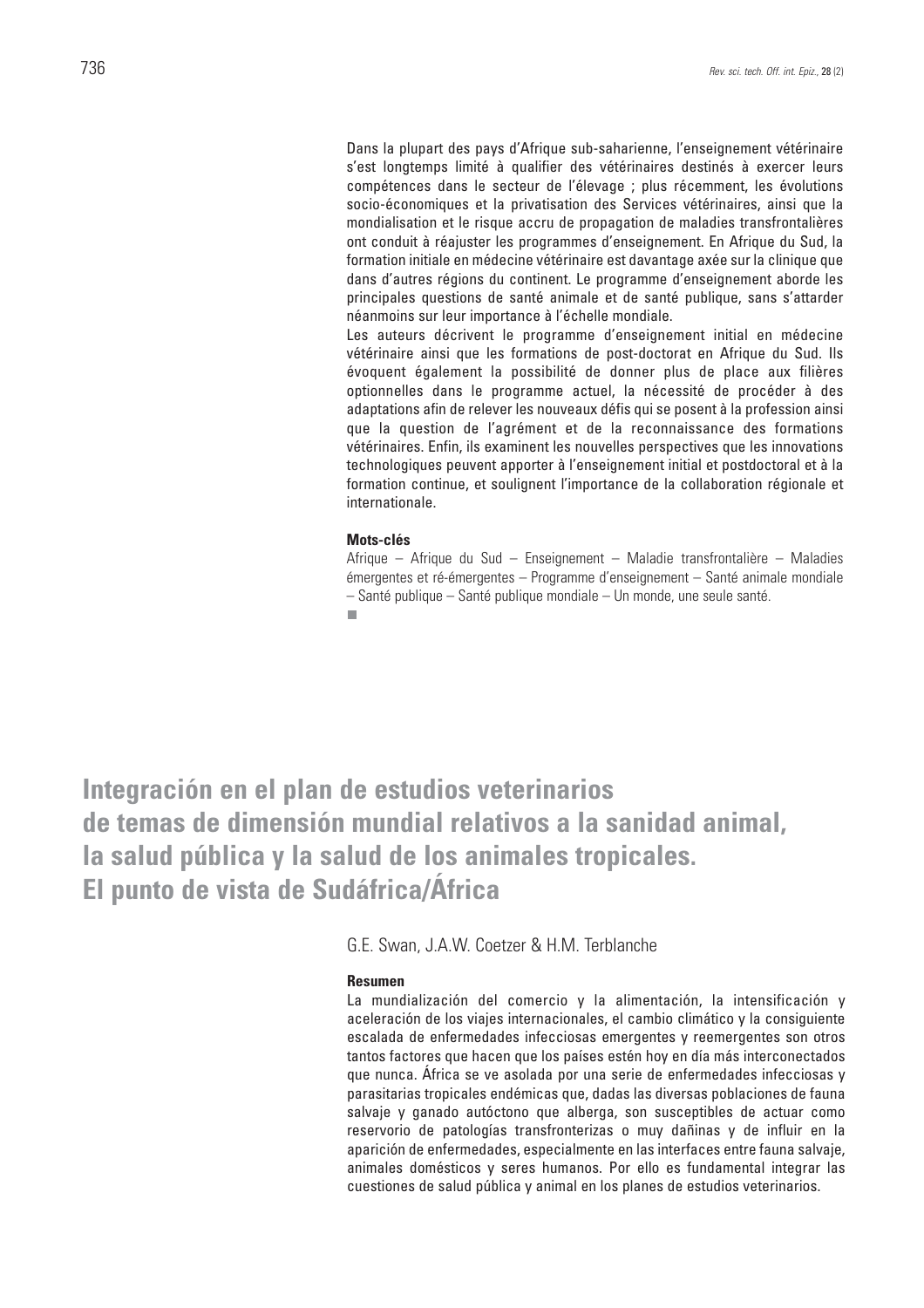Dans la plupart des pays d'Afrique sub-saharienne, l'enseignement vétérinaire s'est longtemps limité à qualifier des vétérinaires destinés à exercer leurs compétences dans le secteur de l'élevage ; plus récemment, les évolutions socio-économiques et la privatisation des Services vétérinaires, ainsi que la mondialisation et le risque accru de propagation de maladies transfrontalières ont conduit à réajuster les programmes d'enseignement. En Afrique du Sud, la formation initiale en médecine vétérinaire est davantage axée sur la clinique que dans d'autres régions du continent. Le programme d'enseignement aborde les principales questions de santé animale et de santé publique, sans s'attarder néanmoins sur leur importance à l'échelle mondiale.

Les auteurs décrivent le programme d'enseignement initial en médecine vétérinaire ainsi que les formations de post-doctorat en Afrique du Sud. Ils évoquent également la possibilité de donner plus de place aux filières optionnelles dans le programme actuel, la nécessité de procéder à des adaptations afin de relever les nouveaux défis qui se posent à la profession ainsi que la question de l'agrément et de la reconnaissance des formations vétérinaires. Enfin, ils examinent les nouvelles perspectives que les innovations technologiques peuvent apporter à l'enseignement initial et postdoctoral et à la formation continue, et soulignent l'importance de la collaboration régionale et internationale.

**Mots-clés**

Afrique – Afrique du Sud – Enseignement – Maladie transfrontalière – Maladies émergentes et ré-émergentes – Programme d'enseignement – Santé animale mondiale – Santé publique – Santé publique mondiale – Un monde, une seule santé.

# Integración en el plan de estudios veterinarios de temas de dimensión mundial relativos a la sanidad animal, la salud pública y la salud de los animales tropicales. El punto de vista de Sudáfrica/África

G.E. Swan, J.A.W. Coetzer & H.M. Terblanche

**Resumen**

La mundialización del comercio y la alimentación, la intensificación y aceleración de los viajes internacionales, el cambio climático y la consiguiente escalada de enfermedades infecciosas emergentes y reemergentes son otros tantos factores que hacen que los países estén hoy en día más interconectados que nunca. África se ve asolada por una serie de enfermedades infecciosas y parasitarias tropicales endémicas que, dadas las diversas poblaciones de fauna salvaje y ganado autóctono que alberga, son susceptibles de actuar como reservorio de patologías transfronterizas o muy dañinas y de influir en la aparición de enfermedades, especialmente en las interfaces entre fauna salvaje, animales domésticos y seres humanos. Por ello es fundamental integrar las cuestiones de salud pública y animal en los planes de estudios veterinarios.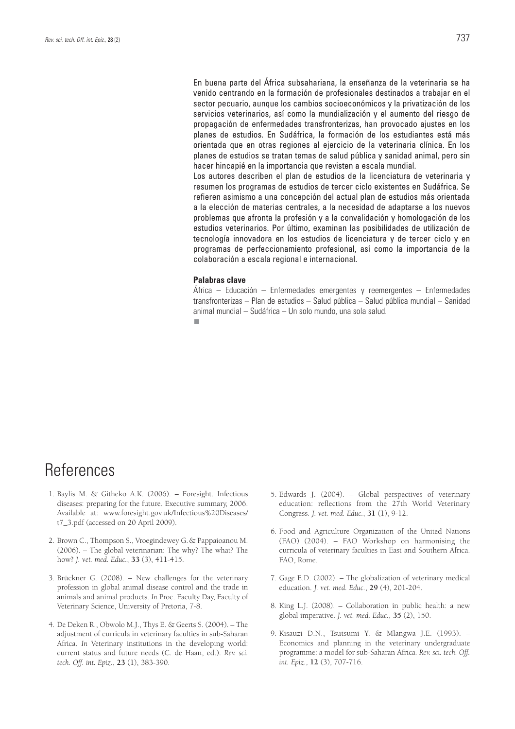En buena parte del África subsahariana, la enseñanza de la veterinaria se ha venido centrando en la formación de profesionales destinados a trabajar en el sector pecuario, aunque los cambios socioeconómicos y la privatización de los servicios veterinarios, así como la mundialización y el aumento del riesgo de propagación de enfermedades transfronterizas, han provocado ajustes en los planes de estudios. En Sudáfrica, la formación de los estudiantes está más orientada que en otras regiones al ejercicio de la veterinaria clínica. En los planes de estudios se tratan temas de salud pública y sanidad animal, pero sin hacer hincapié en la importancia que revisten a escala mundial.

Los autores describen el plan de estudios de la licenciatura de veterinaria y resumen los programas de estudios de tercer ciclo existentes en Sudáfrica. Se refieren asimismo a una concepción del actual plan de estudios más orientada a la elección de materias centrales, a la necesidad de adaptarse a los nuevos problemas que afronta la profesión y a la convalidación y homologación de los estudios veterinarios. Por último, examinan las posibilidades de utilización de tecnología innovadora en los estudios de licenciatura y de tercer ciclo y en programas de perfeccionamiento profesional, así como la importancia de la colaboración a escala regional e internacional.

**Palabras clave**

África – Educación – Enfermedades emergentes y reemergentes – Enfermedades transfronterizas – Plan de estudios – Salud pública – Salud pública mundial – Sanidad animal mundial – Sudáfrica – Un solo mundo, una sola salud.

# References

1. Baylis M. & Githeko A.K. (2006). – Foresight. Infectious diseases: preparing for the future. Executive summary, 2006. Available at: www.foresight.gov.uk/Infectious%20Diseases/t7_3.pdf (accessed on 20 April 2009).

2. Brown C., Thompson S., Vroegindewey G. & Pappaioanou M. (2006). – The global veterinarian: The why? The what? The how? *J. vet. med. Educ.*, **33** (3), 411-415.

3. Brückner G. (2008). – New challenges for the veterinary profession in global animal disease control and the trade in animals and animal products. *In* Proc. Faculty Day, Faculty of Veterinary Science, University of Pretoria, 7-8.

4. De Deken R., Obwolo M.J., Thys E. & Geerts S. (2004). – The adjustment of curricula in veterinary faculties in sub-Saharan Africa. *In* Veterinary institutions in the developing world: current status and future needs (C. de Haan, ed.). *Rev. sci. tech. Off. int. Epiz.*, **23** (1), 383-390.

5. Edwards J. (2004). – Global perspectives of veterinary education: reflections from the 27th World Veterinary Congress. *J. vet. med. Educ.*, **31** (1), 9-12.

6. Food and Agriculture Organization of the United Nations (FAO) (2004). – FAO Workshop on harmonising the curricula of veterinary faculties in East and Southern Africa. FAO, Rome.

7. Gage E.D. (2002). – The globalization of veterinary medical education. *J. vet. med. Educ.*, **29** (4), 201-204.

8. King L.J. (2008). – Collaboration in public health: a new global imperative. *J. vet. med. Educ.*, **35** (2), 150.

9. Kisauzi D.N., Tsutsumi Y. & Mlangwa J.E. (1993). – Economics and planning in the veterinary undergraduate programme: a model for sub-Saharan Africa. *Rev. sci. tech. Off. int. Epiz.*, **12** (3), 707-716.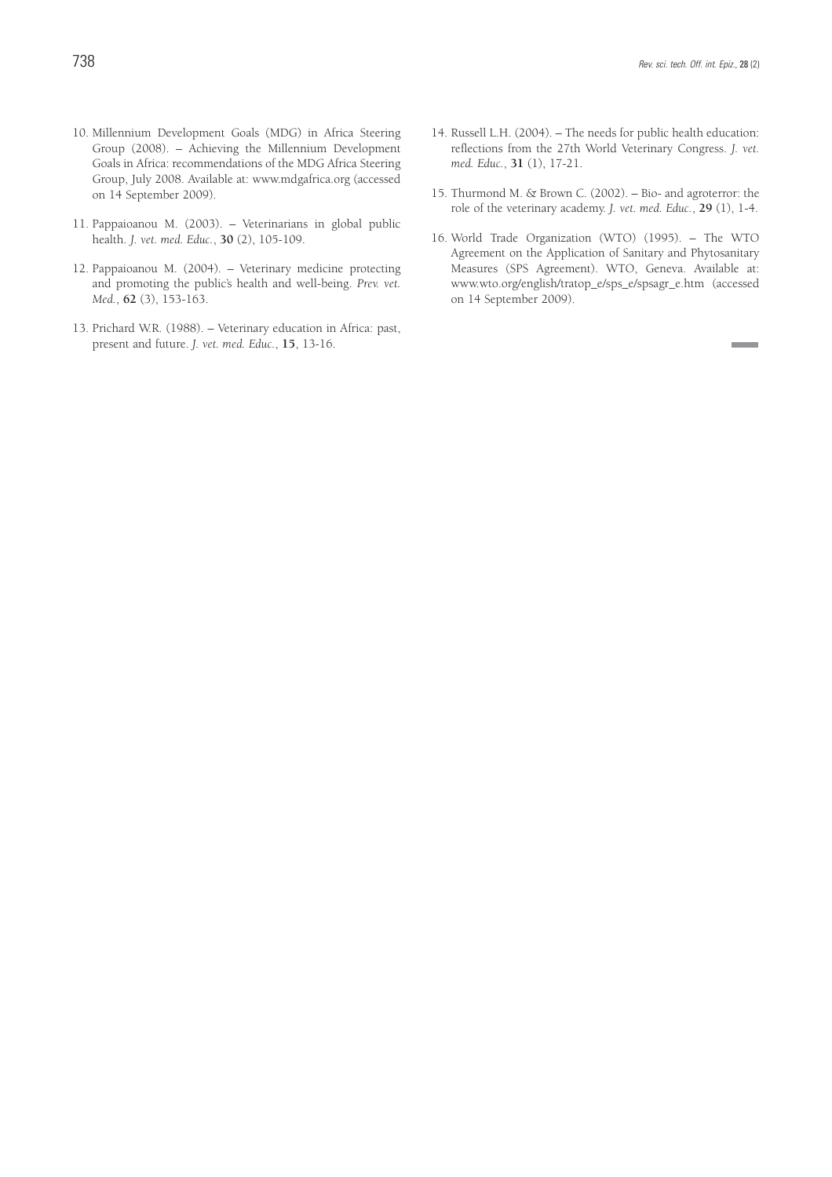10. Millennium Development Goals (MDG) in Africa Steering Group (2008). – Achieving the Millennium Development Goals in Africa: recommendations of the MDG Africa Steering Group, July 2008. Available at: www.mdgafrica.org (accessed on 14 September 2009).

11. Pappaioanou M. (2003). – Veterinarians in global public health. *J. vet. med. Educ.*, **30** (2), 105-109.

12. Pappaioanou M. (2004). – Veterinary medicine protecting and promoting the public's health and well-being. *Prev. vet. Med.*, **62** (3), 153-163.

13. Prichard W.R. (1988). – Veterinary education in Africa: past, present and future. *J. vet. med. Educ.*, **15**, 13-16.

14. Russell L.H. (2004). – The needs for public health education: reflections from the 27th World Veterinary Congress. *J. vet. med. Educ.*, **31** (1), 17-21.

15. Thurmond M. & Brown C. (2002). – Bio- and agroterror: the role of the veterinary academy. *J. vet. med. Educ.*, **29** (1), 1-4.

16. World Trade Organization (WTO) (1995). – The WTO Agreement on the Application of Sanitary and Phytosanitary Measures (SPS Agreement). WTO, Geneva. Available at: www.wto.org/english/tratop_e/sps_e/spsagr_e.htm (accessed on 14 September 2009).